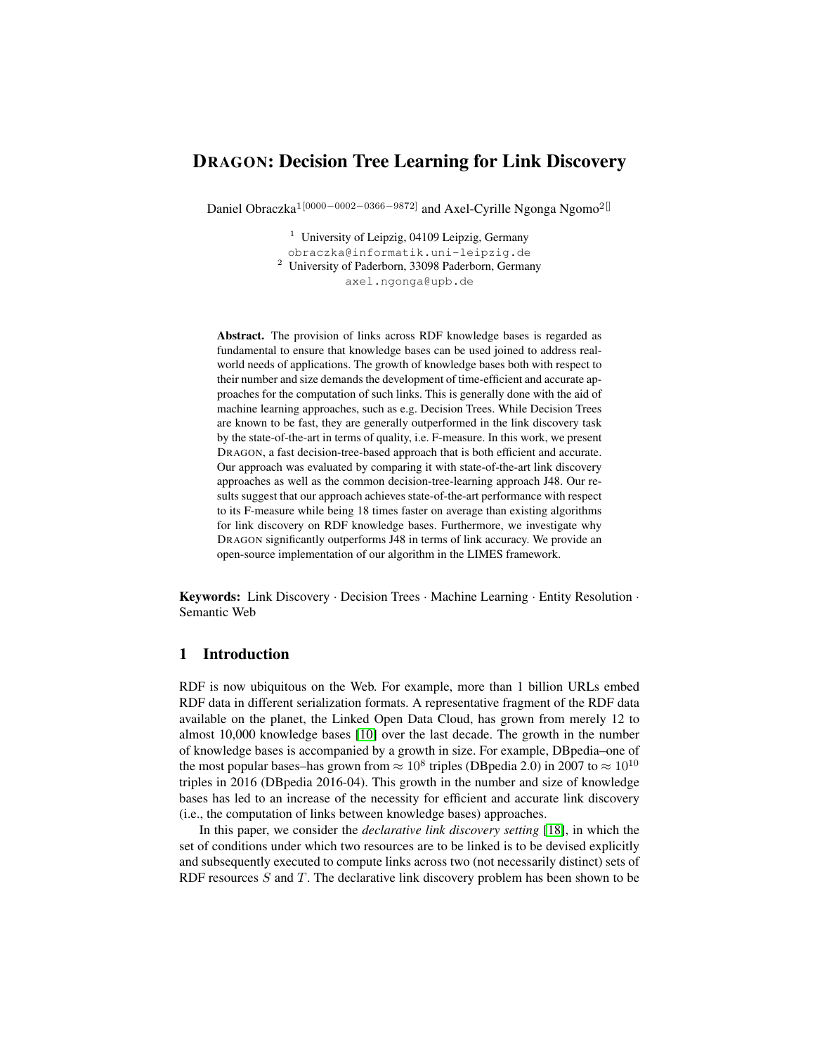# DRAGON: Decision Tree Learning for Link Discovery

Daniel Obraczka[1[0000-0002-0366-9872]] and Axel-Cyrille Ngonga Ngomo[2[]]

[1] University of Leipzig, 04109 Leipzig, Germany
obraczka@informatik.uni-leipzig.de
[2] University of Paderborn, 33098 Paderborn, Germany
axel.ngonga@upb.de

**Abstract.** The provision of links across RDF knowledge bases is regarded as fundamental to ensure that knowledge bases can be used joined to address real-world needs of applications. The growth of knowledge bases both with respect to their number and size demands the development of time-efficient and accurate approaches for the computation of such links. This is generally done with the aid of machine learning approaches, such as e.g. Decision Trees. While Decision Trees are known to be fast, they are generally outperformed in the link discovery task by the state-of-the-art in terms of quality, i.e. F-measure. In this work, we present DRAGON, a fast decision-tree-based approach that is both efficient and accurate. Our approach was evaluated by comparing it with state-of-the-art link discovery approaches as well as the common decision-tree-learning approach J48. Our results suggest that our approach achieves state-of-the-art performance with respect to its F-measure while being 18 times faster on average than existing algorithms for link discovery on RDF knowledge bases. Furthermore, we investigate why DRAGON significantly outperforms J48 in terms of link accuracy. We provide an open-source implementation of our algorithm in the LIMES framework.

**Keywords:** Link Discovery · Decision Trees · Machine Learning · Entity Resolution · Semantic Web

## 1 Introduction

RDF is now ubiquitous on the Web. For example, more than 1 billion URLs embed RDF data in different serialization formats. A representative fragment of the RDF data available on the planet, the Linked Open Data Cloud, has grown from merely 12 to almost 10,000 knowledge bases [10] over the last decade. The growth in the number of knowledge bases is accompanied by a growth in size. For example, DBpedia–one of the most popular bases–has grown from $\approx 10^8$ triples (DBpedia 2.0) in 2007 to $\approx 10^{10}$ triples in 2016 (DBpedia 2016-04). This growth in the number and size of knowledge bases has led to an increase of the necessity for efficient and accurate link discovery (i.e., the computation of links between knowledge bases) approaches.

In this paper, we consider the *declarative link discovery setting* [18], in which the set of conditions under which two resources are to be linked is to be devised explicitly and subsequently executed to compute links across two (not necessarily distinct) sets of RDF resources $S$ and $T$. The declarative link discovery problem has been shown to be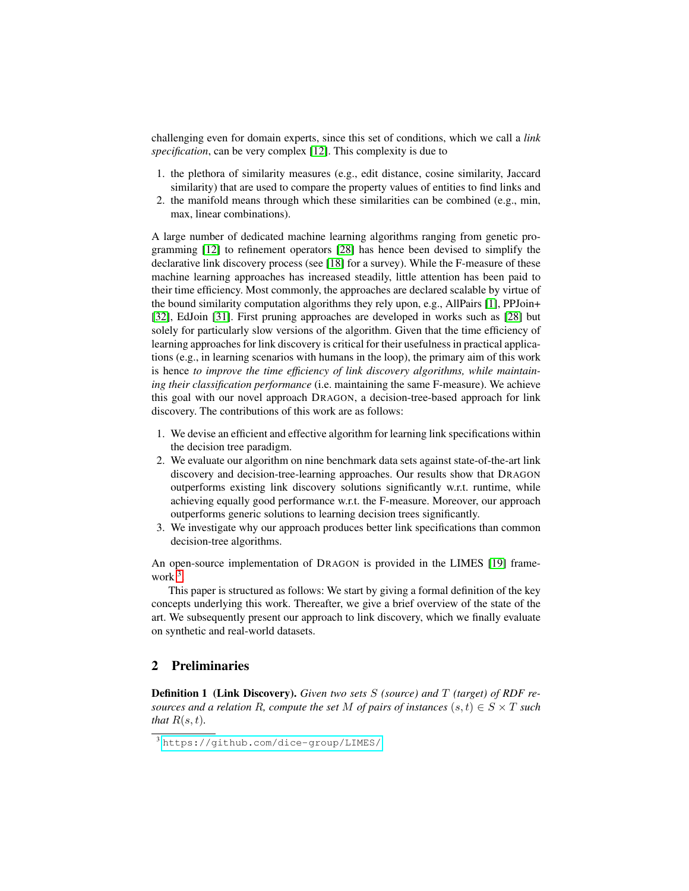challenging even for domain experts, since this set of conditions, which we call a *link specification*, can be very complex [12]. This complexity is due to

1. the plethora of similarity measures (e.g., edit distance, cosine similarity, Jaccard similarity) that are used to compare the property values of entities to find links and
2. the manifold means through which these similarities can be combined (e.g., min, max, linear combinations).

A large number of dedicated machine learning algorithms ranging from genetic programming [12] to refinement operators [28] has hence been devised to simplify the declarative link discovery process (see [18] for a survey). While the F-measure of these machine learning approaches has increased steadily, little attention has been paid to their time efficiency. Most commonly, the approaches are declared scalable by virtue of the bound similarity computation algorithms they rely upon, e.g., AllPairs [1], PPJoin+ [32], EdJoin [31]. First pruning approaches are developed in works such as [28] but solely for particularly slow versions of the algorithm. Given that the time efficiency of learning approaches for link discovery is critical for their usefulness in practical applications (e.g., in learning scenarios with humans in the loop), the primary aim of this work is hence *to improve the time efficiency of link discovery algorithms, while maintaining their classification performance* (i.e. maintaining the same F-measure). We achieve this goal with our novel approach DRAGON, a decision-tree-based approach for link discovery. The contributions of this work are as follows:

1. We devise an efficient and effective algorithm for learning link specifications within the decision tree paradigm.
2. We evaluate our algorithm on nine benchmark data sets against state-of-the-art link discovery and decision-tree-learning approaches. Our results show that DRAGON outperforms existing link discovery solutions significantly w.r.t. runtime, while achieving equally good performance w.r.t. the F-measure. Moreover, our approach outperforms generic solutions to learning decision trees significantly.
3. We investigate why our approach produces better link specifications than common decision-tree algorithms.

An open-source implementation of DRAGON is provided in the LIMES [19] framework.[3]

This paper is structured as follows: We start by giving a formal definition of the key concepts underlying this work. Thereafter, we give a brief overview of the state of the art. We subsequently present our approach to link discovery, which we finally evaluate on synthetic and real-world datasets.

## 2 Preliminaries

**Definition 1 (Link Discovery).** *Given two sets $S$ (source) and $T$ (target) of RDF resources and a relation $R$, compute the set $M$ of pairs of instances $(s, t) \in S \times T$ such that $R(s, t)$.*

[3] https://github.com/dice-group/LIMES/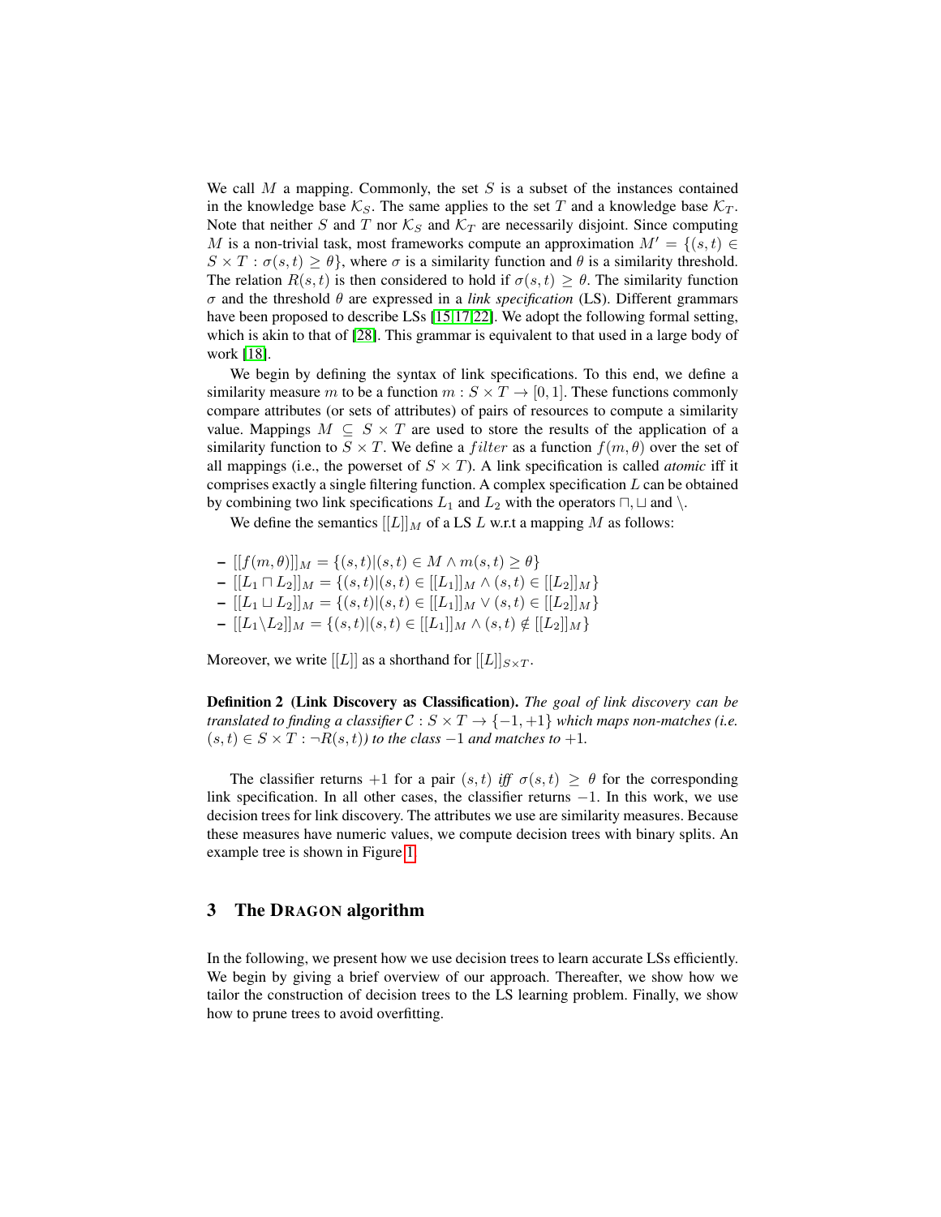We call $M$ a mapping. Commonly, the set $S$ is a subset of the instances contained in the knowledge base $\mathcal{K}_S$. The same applies to the set $T$ and a knowledge base $\mathcal{K}_T$. Note that neither $S$ and $T$ nor $\mathcal{K}_S$ and $\mathcal{K}_T$ are necessarily disjoint. Since computing $M$ is a non-trivial task, most frameworks compute an approximation $M' = \{(s,t) \in S \times T : \sigma(s,t) \geq \theta\}$, where $\sigma$ is a similarity function and $\theta$ is a similarity threshold. The relation $R(s,t)$ is then considered to hold if $\sigma(s,t) \geq \theta$. The similarity function $\sigma$ and the threshold $\theta$ are expressed in a *link specification* (LS). Different grammars have been proposed to describe LSs [15,17,22]. We adopt the following formal setting, which is akin to that of [28]. This grammar is equivalent to that used in a large body of work [18].

We begin by defining the syntax of link specifications. To this end, we define a similarity measure $m$ to be a function $m : S \times T \rightarrow [0,1]$. These functions commonly compare attributes (or sets of attributes) of pairs of resources to compute a similarity value. Mappings $M \subseteq S \times T$ are used to store the results of the application of a similarity function to $S \times T$. We define a $filter$ as a function $f(m, \theta)$ over the set of all mappings (i.e., the powerset of $S \times T$). A link specification is called *atomic* iff it comprises exactly a single filtering function. A complex specification $L$ can be obtained by combining two link specifications $L_1$ and $L_2$ with the operators $\sqcap, \sqcup$ and $\backslash$.

We define the semantics $[[L]]_M$ of a LS $L$ w.r.t a mapping $M$ as follows:

- $[[f(m,\theta)]]_M = \{(s,t) | (s,t) \in M \wedge m(s,t) \geq \theta\}$
- $[[L_1 \sqcap L_2]]_M = \{(s,t) | (s,t) \in [[L_1]]_M \wedge (s,t) \in [[L_2]]_M\}$
- $[[L_1 \sqcup L_2]]_M = \{(s,t) | (s,t) \in [[L_1]]_M \vee (s,t) \in [[L_2]]_M\}$
- $[[L_1 \backslash L_2]]_M = \{(s,t) | (s,t) \in [[L_1]]_M \wedge (s,t) \notin [[L_2]]_M\}$

Moreover, we write $[[L]]$ as a shorthand for $[[L]]_{S \times T}$.

**Definition 2 (Link Discovery as Classification).** *The goal of link discovery can be translated to finding a classifier $\mathcal{C} : S \times T \rightarrow \{-1, +1\}$ which maps non-matches (i.e. $(s,t) \in S \times T : \neg R(s,t)$) to the class $-1$ and matches to $+1$.*

The classifier returns $+1$ for a pair $(s,t)$ *iff* $\sigma(s,t) \geq \theta$ for the corresponding link specification. In all other cases, the classifier returns $-1$. In this work, we use decision trees for link discovery. The attributes we use are similarity measures. Because these measures have numeric values, we compute decision trees with binary splits. An example tree is shown in Figure 1.

## 3 The DRAGON algorithm

In the following, we present how we use decision trees to learn accurate LSs efficiently. We begin by giving a brief overview of our approach. Thereafter, we show how we tailor the construction of decision trees to the LS learning problem. Finally, we show how to prune trees to avoid overfitting.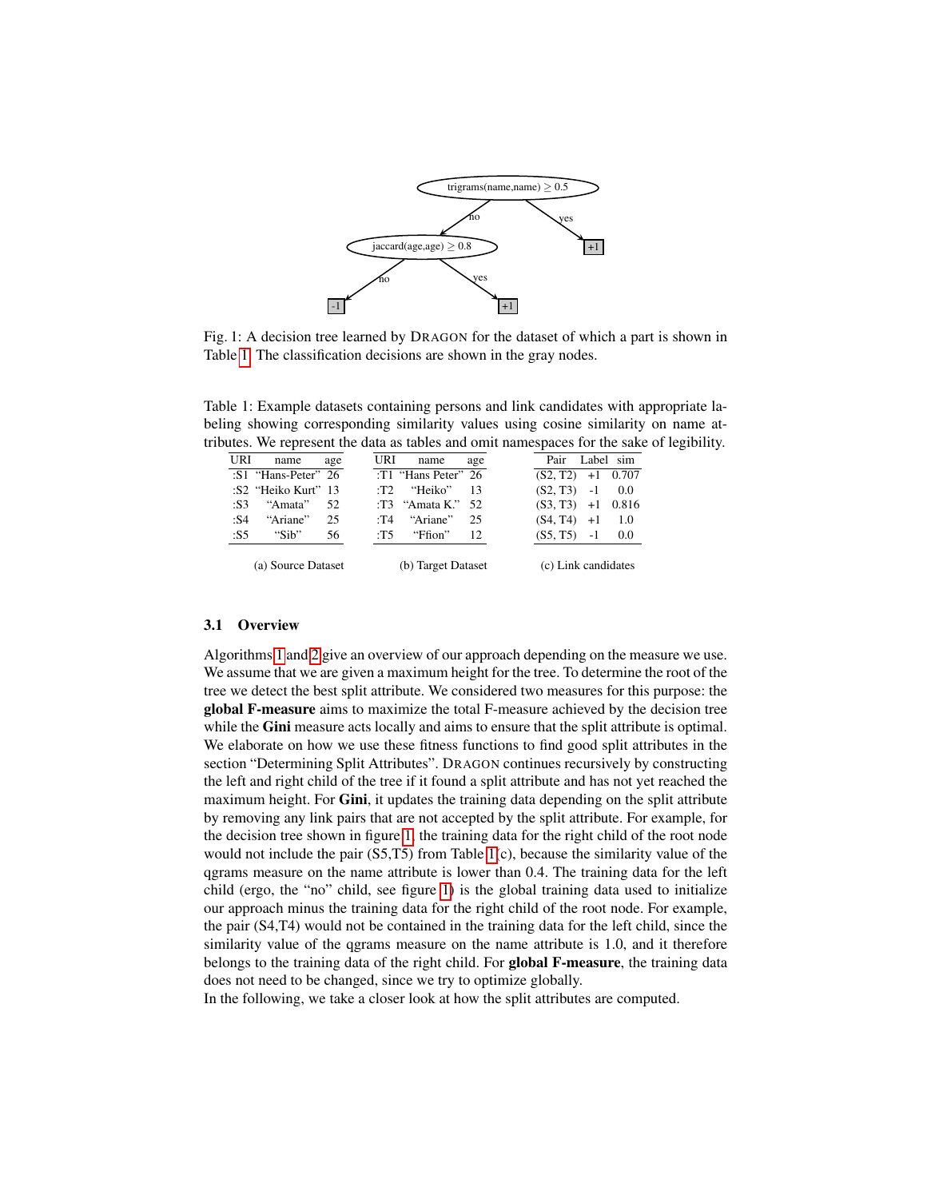Fig. 1: A decision tree learned by DRAGON for the dataset of which a part is shown in Table 1. The classification decisions are shown in the gray nodes.

Table 1: Example datasets containing persons and link candidates with appropriate labeling showing corresponding similarity values using cosine similarity on name attributes. We represent the data as tables and omit namespaces for the sake of legibility.

| URI | name | age |
|---|---|---|
| :S1 | “Hans-Peter” | 26 |
| :S2 | “Heiko Kurt” | 13 |
| :S3 | “Amata” | 52 |
| :S4 | “Ariane” | 25 |
| :S5 | “Sib” | 56 |

(a) Source Dataset

| URI | name | age |
|---|---|---|
| :T1 | “Hans Peter” | 26 |
| :T2 | “Heiko” | 13 |
| :T3 | “Amata K.” | 52 |
| :T4 | “Ariane” | 25 |
| :T5 | “Ffion” | 12 |

(b) Target Dataset

| Pair | Label | sim |
|---|---|---|
| (S2, T2) | +1 | 0.707 |
| (S2, T3) | -1 | 0.0 |
| (S3, T3) | +1 | 0.816 |
| (S4, T4) | +1 | 1.0 |
| (S5, T5) | -1 | 0.0 |

(c) Link candidates

### 3.1 Overview

Algorithms 1 and 2 give an overview of our approach depending on the measure we use. We assume that we are given a maximum height for the tree. To determine the root of the tree we detect the best split attribute. We considered two measures for this purpose: the **global F-measure** aims to maximize the total F-measure achieved by the decision tree while the **Gini** measure acts locally and aims to ensure that the split attribute is optimal. We elaborate on how we use these fitness functions to find good split attributes in the section “Determining Split Attributes”. DRAGON continues recursively by constructing the left and right child of the tree if it found a split attribute and has not yet reached the maximum height. For **Gini**, it updates the training data depending on the split attribute by removing any link pairs that are not accepted by the split attribute. For example, for the decision tree shown in figure 1, the training data for the right child of the root node would not include the pair (S5,T5) from Table 1(c), because the similarity value of the qgrams measure on the name attribute is lower than 0.4. The training data for the left child (ergo, the “no” child, see figure 1) is the global training data used to initialize our approach minus the training data for the right child of the root node. For example, the pair (S4,T4) would not be contained in the training data for the left child, since the similarity value of the qgrams measure on the name attribute is 1.0, and it therefore belongs to the training data of the right child. For **global F-measure**, the training data does not need to be changed, since we try to optimize globally.
In the following, we take a closer look at how the split attributes are computed.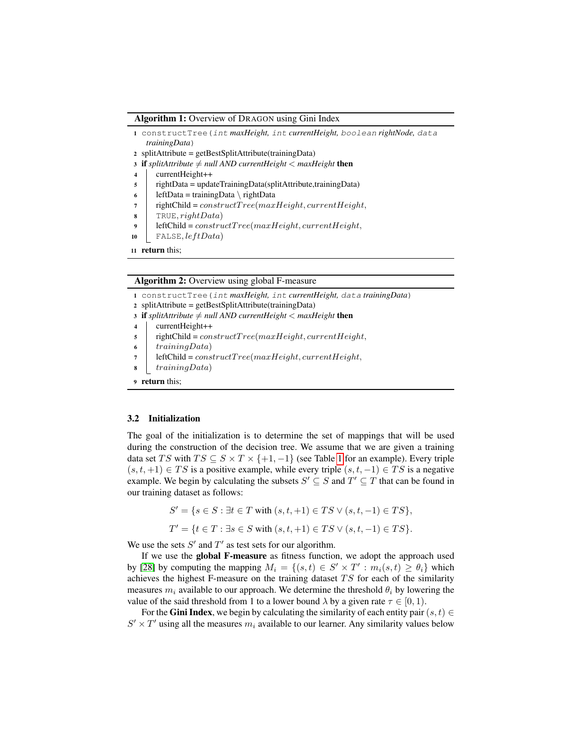**Algorithm 1:** Overview of DRAGON using Gini Index

```
1  constructTree(int maxHeight, int currentHeight, boolean rightNode, data
     trainingData)
2  splitAttribute = getBestSplitAttribute(trainingData)
3  if splitAttribute ≠ null AND currentHeight < maxHeight then
4      currentHeight++
5      rightData = updateTrainingData(splitAttribute,trainingData)
6      leftData = trainingData \ rightData
7      rightChild = constructTree(maxHeight, currentHeight,
8      TRUE, rightData)
9      leftChild = constructTree(maxHeight, currentHeight,
10     FALSE, leftData)
11 return this;
```

**Algorithm 2:** Overview using global F-measure

```
1  constructTree(int maxHeight, int currentHeight, data trainingData)
2  splitAttribute = getBestSplitAttribute(trainingData)
3  if splitAttribute ≠ null AND currentHeight < maxHeight then
4      currentHeight++
5      rightChild = constructTree(maxHeight, currentHeight,
6      trainingData)
7      leftChild = constructTree(maxHeight, currentHeight,
8      trainingData)
9  return this;
```

### 3.2 Initialization

The goal of the initialization is to determine the set of mappings that will be used during the construction of the decision tree. We assume that we are given a training data set $TS$ with $TS \subseteq S \times T \times \{+1, -1\}$ (see Table 1 for an example). Every triple $(s, t, +1) \in TS$ is a positive example, while every triple $(s, t, -1) \in TS$ is a negative example. We begin by calculating the subsets $S' \subseteq S$ and $T' \subseteq T$ that can be found in our training dataset as follows:

$$S' = \{s \in S : \exists t \in T \text{ with } (s, t, +1) \in TS \vee (s, t, -1) \in TS\},$$

$$T' = \{t \in T : \exists s \in S \text{ with } (s, t, +1) \in TS \vee (s, t, -1) \in TS\}.$$

We use the sets $S'$ and $T'$ as test sets for our algorithm.

If we use the **global F-measure** as fitness function, we adopt the approach used by [28] by computing the mapping $M_i = \{(s, t) \in S' \times T' : m_i(s, t) \geq \theta_i\}$ which achieves the highest F-measure on the training dataset $TS$ for each of the similarity measures $m_i$ available to our approach. We determine the threshold $\theta_i$ by lowering the value of the said threshold from 1 to a lower bound $\lambda$ by a given rate $\tau \in [0, 1)$.

For the **Gini Index**, we begin by calculating the similarity of each entity pair $(s, t) \in S' \times T'$ using all the measures $m_i$ available to our learner. Any similarity values below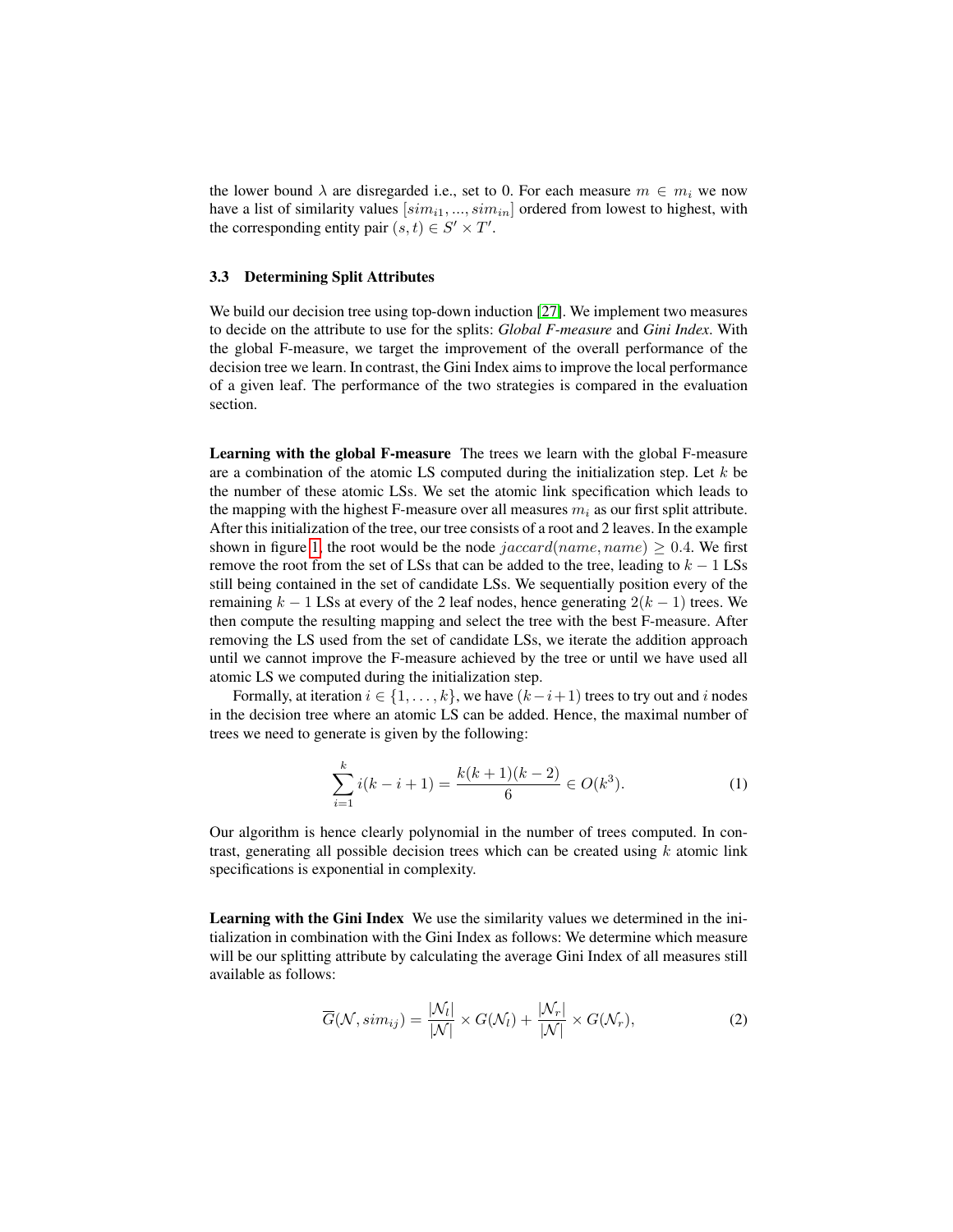the lower bound $\lambda$ are disregarded i.e., set to 0. For each measure $m \in m_i$ we now have a list of similarity values $[sim_{i1}, ..., sim_{in}]$ ordered from lowest to highest, with the corresponding entity pair $(s, t) \in S' \times T'$.

### 3.3 Determining Split Attributes

We build our decision tree using top-down induction [27]. We implement two measures to decide on the attribute to use for the splits: *Global F-measure* and *Gini Index*. With the global F-measure, we target the improvement of the overall performance of the decision tree we learn. In contrast, the Gini Index aims to improve the local performance of a given leaf. The performance of the two strategies is compared in the evaluation section.

**Learning with the global F-measure** The trees we learn with the global F-measure are a combination of the atomic LS computed during the initialization step. Let $k$ be the number of these atomic LSs. We set the atomic link specification which leads to the mapping with the highest F-measure over all measures $m_i$ as our first split attribute. After this initialization of the tree, our tree consists of a root and 2 leaves. In the example shown in figure 1, the root would be the node $jaccard(name, name) \geq 0.4$. We first remove the root from the set of LSs that can be added to the tree, leading to $k-1$ LSs still being contained in the set of candidate LSs. We sequentially position every of the remaining $k-1$ LSs at every of the 2 leaf nodes, hence generating $2(k-1)$ trees. We then compute the resulting mapping and select the tree with the best F-measure. After removing the LS used from the set of candidate LSs, we iterate the addition approach until we cannot improve the F-measure achieved by the tree or until we have used all atomic LS we computed during the initialization step.

Formally, at iteration $i \in \{1, \ldots, k\}$, we have $(k-i+1)$ trees to try out and $i$ nodes in the decision tree where an atomic LS can be added. Hence, the maximal number of trees we need to generate is given by the following:

$$\sum_{i=1}^{k} i(k-i+1) = \frac{k(k+1)(k-2)}{6} \in O(k^3). \tag{1}$$

Our algorithm is hence clearly polynomial in the number of trees computed. In contrast, generating all possible decision trees which can be created using $k$ atomic link specifications is exponential in complexity.

**Learning with the Gini Index** We use the similarity values we determined in the initialization in combination with the Gini Index as follows: We determine which measure will be our splitting attribute by calculating the average Gini Index of all measures still available as follows:

$$\overline{G}(\mathcal{N}, sim_{ij}) = \frac{|\mathcal{N}_l|}{|\mathcal{N}|} \times G(\mathcal{N}_l) + \frac{|\mathcal{N}_r|}{|\mathcal{N}|} \times G(\mathcal{N}_r), \tag{2}$$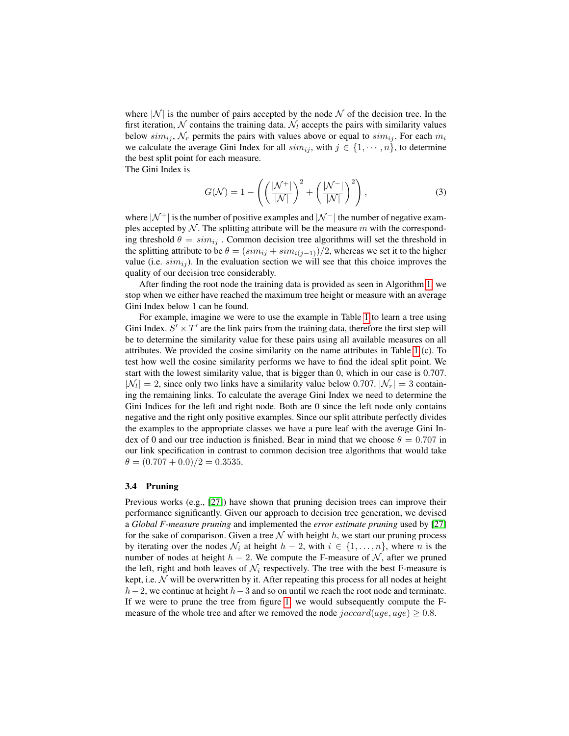where $|\mathcal{N}|$ is the number of pairs accepted by the node $\mathcal{N}$ of the decision tree. In the first iteration, $\mathcal{N}$ contains the training data. $\mathcal{N}_l$ accepts the pairs with similarity values below $sim_{ij}$, $\mathcal{N}_r$ permits the pairs with values above or equal to $sim_{ij}$. For each $m_i$ we calculate the average Gini Index for all $sim_{ij}$, with $j \in \{1, \cdots, n\}$, to determine the best split point for each measure.

The Gini Index is

$$G(\mathcal{N}) = 1 - \left( \left( \frac{|\mathcal{N}^+|}{|\mathcal{N}|} \right)^2 + \left( \frac{|\mathcal{N}^-|}{|\mathcal{N}|} \right)^2 \right), \tag{3}$$

where $|\mathcal{N}^+|$ is the number of positive examples and $|\mathcal{N}^-|$ the number of negative examples accepted by $\mathcal{N}$. The splitting attribute will be the measure $m$ with the corresponding threshold $\theta = sim_{ij}$ . Common decision tree algorithms will set the threshold in the splitting attribute to be $\theta = (sim_{ij} + sim_{i(j-1)})/2$, whereas we set it to the higher value (i.e. $sim_{ij}$). In the evaluation section we will see that this choice improves the quality of our decision tree considerably.

After finding the root node the training data is provided as seen in Algorithm 1, we stop when we either have reached the maximum tree height or measure with an average Gini Index below 1 can be found.

For example, imagine we were to use the example in Table 1 to learn a tree using Gini Index. $S' \times T'$ are the link pairs from the training data, therefore the first step will be to determine the similarity value for these pairs using all available measures on all attributes. We provided the cosine similarity on the name attributes in Table 1 (c). To test how well the cosine similarity performs we have to find the ideal split point. We start with the lowest similarity value, that is bigger than 0, which in our case is 0.707. $|\mathcal{N}_l| = 2$, since only two links have a similarity value below 0.707. $|\mathcal{N}_r| = 3$ containing the remaining links. To calculate the average Gini Index we need to determine the Gini Indices for the left and right node. Both are 0 since the left node only contains negative and the right only positive examples. Since our split attribute perfectly divides the examples to the appropriate classes we have a pure leaf with the average Gini Index of 0 and our tree induction is finished. Bear in mind that we choose $\theta = 0.707$ in our link specification in contrast to common decision tree algorithms that would take $\theta = (0.707 + 0.0)/2 = 0.3535$.

### 3.4 Pruning

Previous works (e.g., [27]) have shown that pruning decision trees can improve their performance significantly. Given our approach to decision tree generation, we devised a *Global F-measure pruning* and implemented the *error estimate pruning* used by [27] for the sake of comparison. Given a tree $\mathcal{N}$ with height $h$, we start our pruning process by iterating over the nodes $\mathcal{N}_i$ at height $h - 2$, with $i \in \{1, \ldots, n\}$, where $n$ is the number of nodes at height $h - 2$. We compute the F-measure of $\mathcal{N}$, after we pruned the left, right and both leaves of $\mathcal{N}_i$ respectively. The tree with the best F-measure is kept, i.e. $\mathcal{N}$ will be overwritten by it. After repeating this process for all nodes at height $h-2$, we continue at height $h-3$ and so on until we reach the root node and terminate. If we were to prune the tree from figure 1, we would subsequently compute the F-measure of the whole tree and after we removed the node $jaccard(age, age) \geq 0.8$.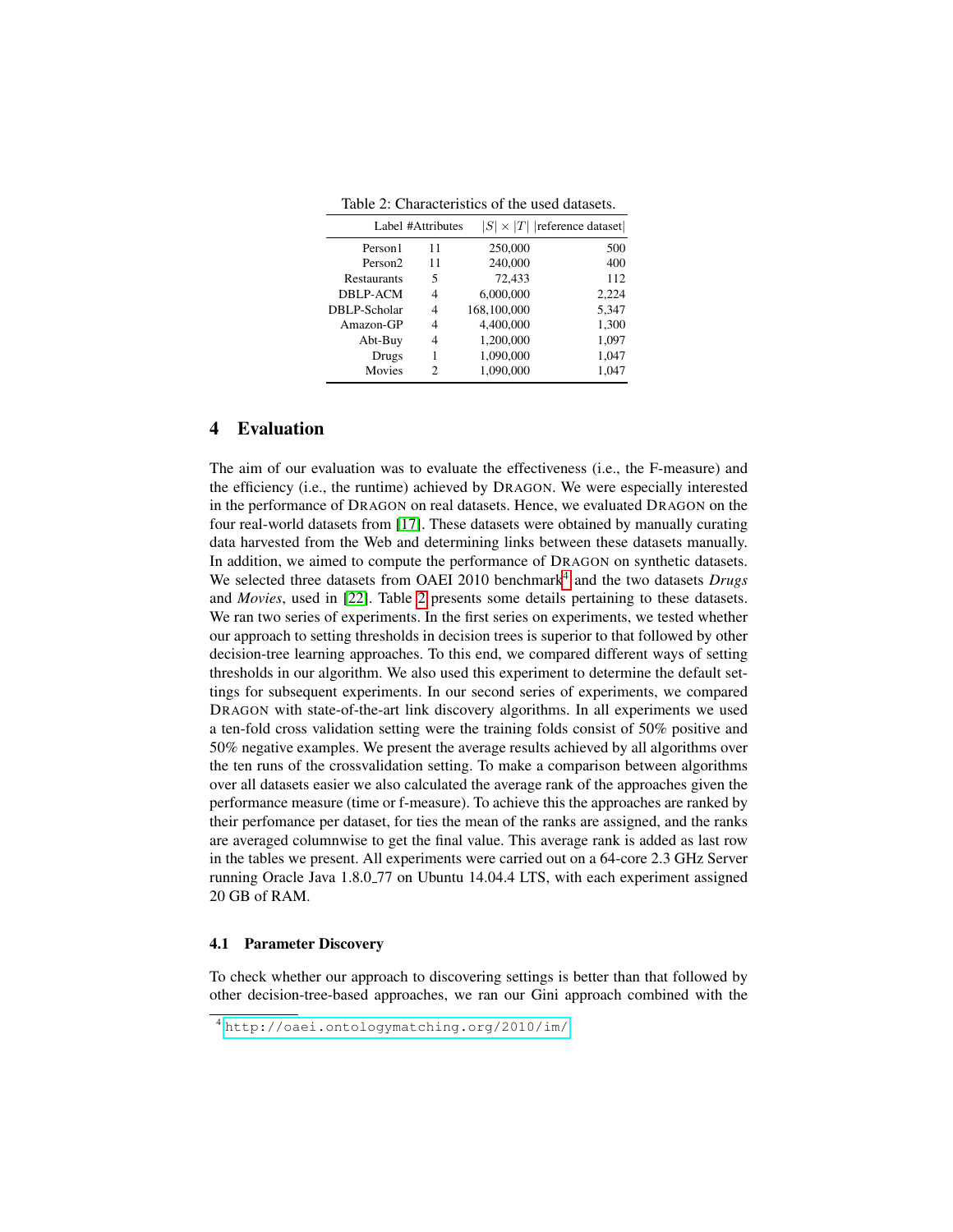Table 2: Characteristics of the used datasets.

| Label | #Attributes | $\|S\| \times \|T\|$ | \|reference dataset\| |
|---|---|---|---|
| Person1 | 11 | 250,000 | 500 |
| Person2 | 11 | 240,000 | 400 |
| Restaurants | 5 | 72,433 | 112 |
| DBLP-ACM | 4 | 6,000,000 | 2,224 |
| DBLP-Scholar | 4 | 168,100,000 | 5,347 |
| Amazon-GP | 4 | 4,400,000 | 1,300 |
| Abt-Buy | 4 | 1,200,000 | 1,097 |
| Drugs | 1 | 1,090,000 | 1,047 |
| Movies | 2 | 1,090,000 | 1,047 |

## 4 Evaluation

The aim of our evaluation was to evaluate the effectiveness (i.e., the F-measure) and the efficiency (i.e., the runtime) achieved by DRAGON. We were especially interested in the performance of DRAGON on real datasets. Hence, we evaluated DRAGON on the four real-world datasets from [17]. These datasets were obtained by manually curating data harvested from the Web and determining links between these datasets manually. In addition, we aimed to compute the performance of DRAGON on synthetic datasets. We selected three datasets from OAEI 2010 benchmark[4] and the two datasets *Drugs* and *Movies*, used in [22]. Table 2 presents some details pertaining to these datasets. We ran two series of experiments. In the first series on experiments, we tested whether our approach to setting thresholds in decision trees is superior to that followed by other decision-tree learning approaches. To this end, we compared different ways of setting thresholds in our algorithm. We also used this experiment to determine the default settings for subsequent experiments. In our second series of experiments, we compared DRAGON with state-of-the-art link discovery algorithms. In all experiments we used a ten-fold cross validation setting were the training folds consist of 50% positive and 50% negative examples. We present the average results achieved by all algorithms over the ten runs of the crossvalidation setting. To make a comparison between algorithms over all datasets easier we also calculated the average rank of the approaches given the performance measure (time or f-measure). To achieve this the approaches are ranked by their perfomance per dataset, for ties the mean of the ranks are assigned, and the ranks are averaged columnwise to get the final value. This average rank is added as last row in the tables we present. All experiments were carried out on a 64-core 2.3 GHz Server running Oracle Java 1.8.0_77 on Ubuntu 14.04.4 LTS, with each experiment assigned 20 GB of RAM.

### 4.1 Parameter Discovery

To check whether our approach to discovering settings is better than that followed by other decision-tree-based approaches, we ran our Gini approach combined with the

[4] http://oaei.ontologymatching.org/2010/im/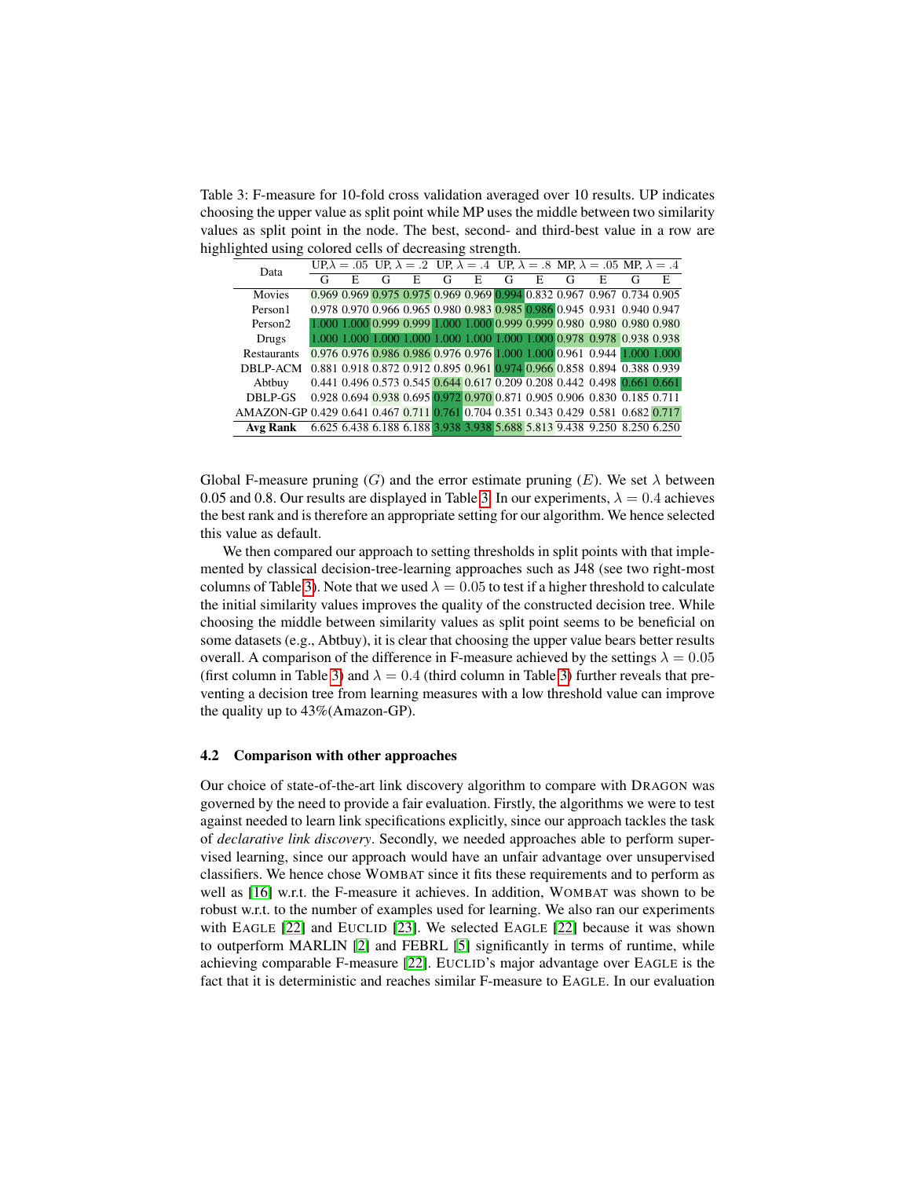Table 3: F-measure for 10-fold cross validation averaged over 10 results. UP indicates choosing the upper value as split point while MP uses the middle between two similarity values as split point in the node. The best, second- and third-best value in a row are highlighted using colored cells of decreasing strength.

| Data | UP, $\lambda = .05$ | | UP, $\lambda = .2$ | | UP, $\lambda = .4$ | | UP, $\lambda = .8$ | | MP, $\lambda = .05$ | | MP, $\lambda = .4$ | |
|---|---|---|---|---|---|---|---|---|---|---|---|---|
| | G | E | G | E | G | E | G | E | G | E | G | E |
| Movies | 0.969 | 0.969 | 0.975 | 0.975 | 0.969 | 0.969 | 0.994 | 0.832 | 0.967 | 0.967 | 0.734 | 0.905 |
| Person1 | 0.978 | 0.970 | 0.966 | 0.965 | 0.980 | 0.983 | 0.985 | 0.986 | 0.945 | 0.931 | 0.940 | 0.947 |
| Person2 | 1.000 | 1.000 | 0.999 | 0.999 | 1.000 | 1.000 | 0.999 | 0.999 | 0.980 | 0.980 | 0.980 | 0.980 |
| Drugs | 1.000 | 1.000 | 1.000 | 1.000 | 1.000 | 1.000 | 1.000 | 1.000 | 0.978 | 0.978 | 0.938 | 0.938 |
| Restaurants | 0.976 | 0.976 | 0.986 | 0.986 | 0.976 | 0.976 | 1.000 | 1.000 | 0.961 | 0.944 | 1.000 | 1.000 |
| DBLP-ACM | 0.881 | 0.918 | 0.872 | 0.912 | 0.895 | 0.961 | 0.974 | 0.966 | 0.858 | 0.894 | 0.388 | 0.939 |
| Abtbuy | 0.441 | 0.496 | 0.573 | 0.545 | 0.644 | 0.617 | 0.209 | 0.208 | 0.442 | 0.498 | 0.661 | 0.661 |
| DBLP-GS | 0.928 | 0.694 | 0.938 | 0.695 | 0.972 | 0.970 | 0.871 | 0.905 | 0.906 | 0.830 | 0.185 | 0.711 |
| AMAZON-GP | 0.429 | 0.641 | 0.467 | 0.711 | 0.761 | 0.704 | 0.351 | 0.343 | 0.429 | 0.581 | 0.682 | 0.717 |
| **Avg Rank** | 6.625 | 6.438 | 6.188 | 6.188 | 3.938 | 3.938 | 5.688 | 5.813 | 9.438 | 9.250 | 8.250 | 6.250 |

Global F-measure pruning ($G$) and the error estimate pruning ($E$). We set $\lambda$ between 0.05 and 0.8. Our results are displayed in Table 3. In our experiments, $\lambda = 0.4$ achieves the best rank and is therefore an appropriate setting for our algorithm. We hence selected this value as default.

We then compared our approach to setting thresholds in split points with that implemented by classical decision-tree-learning approaches such as J48 (see two right-most columns of Table 3). Note that we used $\lambda = 0.05$ to test if a higher threshold to calculate the initial similarity values improves the quality of the constructed decision tree. While choosing the middle between similarity values as split point seems to be beneficial on some datasets (e.g., Abtbuy), it is clear that choosing the upper value bears better results overall. A comparison of the difference in F-measure achieved by the settings $\lambda = 0.05$ (first column in Table 3) and $\lambda = 0.4$ (third column in Table 3) further reveals that preventing a decision tree from learning measures with a low threshold value can improve the quality up to 43%(Amazon-GP).

### 4.2 Comparison with other approaches

Our choice of state-of-the-art link discovery algorithm to compare with DRAGON was governed by the need to provide a fair evaluation. Firstly, the algorithms we were to test against needed to learn link specifications explicitly, since our approach tackles the task of *declarative link discovery*. Secondly, we needed approaches able to perform supervised learning, since our approach would have an unfair advantage over unsupervised classifiers. We hence chose WOMBAT since it fits these requirements and to perform as well as [16] w.r.t. the F-measure it achieves. In addition, WOMBAT was shown to be robust w.r.t. to the number of examples used for learning. We also ran our experiments with EAGLE [22] and EUCLID [23]. We selected EAGLE [22] because it was shown to outperform MARLIN [2] and FEBRL [5] significantly in terms of runtime, while achieving comparable F-measure [22]. EUCLID's major advantage over EAGLE is the fact that it is deterministic and reaches similar F-measure to EAGLE. In our evaluation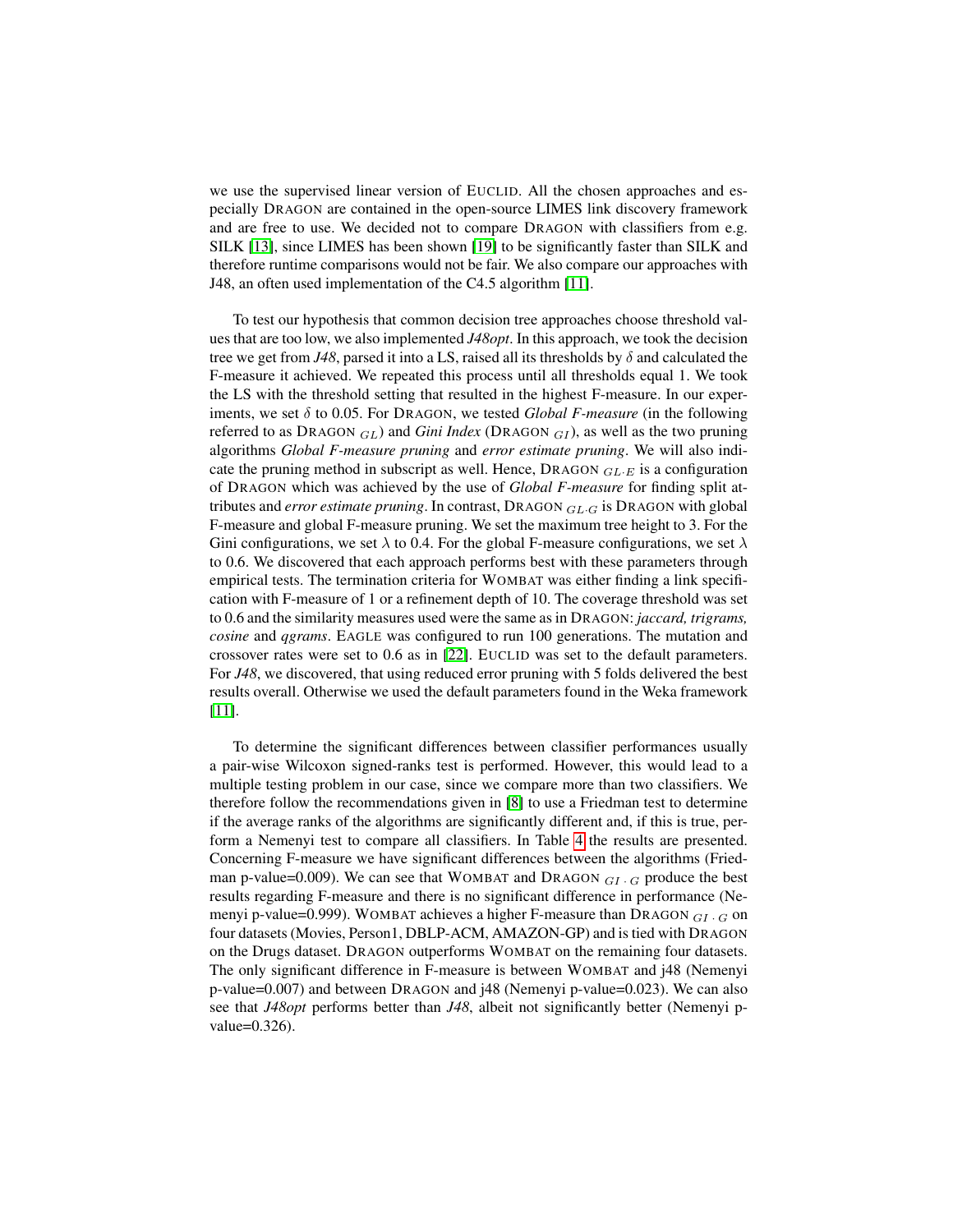we use the supervised linear version of EUCLID. All the chosen approaches and especially DRAGON are contained in the open-source LIMES link discovery framework and are free to use. We decided not to compare DRAGON with classifiers from e.g. SILK [13], since LIMES has been shown [19] to be significantly faster than SILK and therefore runtime comparisons would not be fair. We also compare our approaches with J48, an often used implementation of the C4.5 algorithm [11].

To test our hypothesis that common decision tree approaches choose threshold values that are too low, we also implemented *J48opt*. In this approach, we took the decision tree we get from *J48*, parsed it into a LS, raised all its thresholds by $\delta$ and calculated the F-measure it achieved. We repeated this process until all thresholds equal 1. We took the LS with the threshold setting that resulted in the highest F-measure. In our experiments, we set $\delta$ to 0.05. For DRAGON, we tested *Global F-measure* (in the following referred to as DRAGON $_{GL}$) and *Gini Index* (DRAGON $_{GI}$), as well as the two pruning algorithms *Global F-measure pruning* and *error estimate pruning*. We will also indicate the pruning method in subscript as well. Hence, DRAGON $_{GL \cdot E}$ is a configuration of DRAGON which was achieved by the use of *Global F-measure* for finding split attributes and *error estimate pruning*. In contrast, DRAGON $_{GL \cdot G}$ is DRAGON with global F-measure and global F-measure pruning. We set the maximum tree height to 3. For the Gini configurations, we set $\lambda$ to 0.4. For the global F-measure configurations, we set $\lambda$ to 0.6. We discovered that each approach performs best with these parameters through empirical tests. The termination criteria for WOMBAT was either finding a link specification with F-measure of 1 or a refinement depth of 10. The coverage threshold was set to 0.6 and the similarity measures used were the same as in DRAGON: *jaccard, trigrams, cosine* and *qgrams*. EAGLE was configured to run 100 generations. The mutation and crossover rates were set to 0.6 as in [22]. EUCLID was set to the default parameters. For *J48*, we discovered, that using reduced error pruning with 5 folds delivered the best results overall. Otherwise we used the default parameters found in the Weka framework [11].

To determine the significant differences between classifier performances usually a pair-wise Wilcoxon signed-ranks test is performed. However, this would lead to a multiple testing problem in our case, since we compare more than two classifiers. We therefore follow the recommendations given in [8] to use a Friedman test to determine if the average ranks of the algorithms are significantly different and, if this is true, perform a Nemenyi test to compare all classifiers. In Table 4 the results are presented. Concerning F-measure we have significant differences between the algorithms (Friedman p-value=0.009). We can see that WOMBAT and DRAGON $_{GI \cdot G}$ produce the best results regarding F-measure and there is no significant difference in performance (Nemenyi p-value=0.999). WOMBAT achieves a higher F-measure than DRAGON $_{GI \cdot G}$ on four datasets (Movies, Person1, DBLP-ACM, AMAZON-GP) and is tied with DRAGON on the Drugs dataset. DRAGON outperforms WOMBAT on the remaining four datasets. The only significant difference in F-measure is between WOMBAT and j48 (Nemenyi p-value=0.007) and between DRAGON and j48 (Nemenyi p-value=0.023). We can also see that *J48opt* performs better than *J48*, albeit not significantly better (Nemenyi p-value=0.326).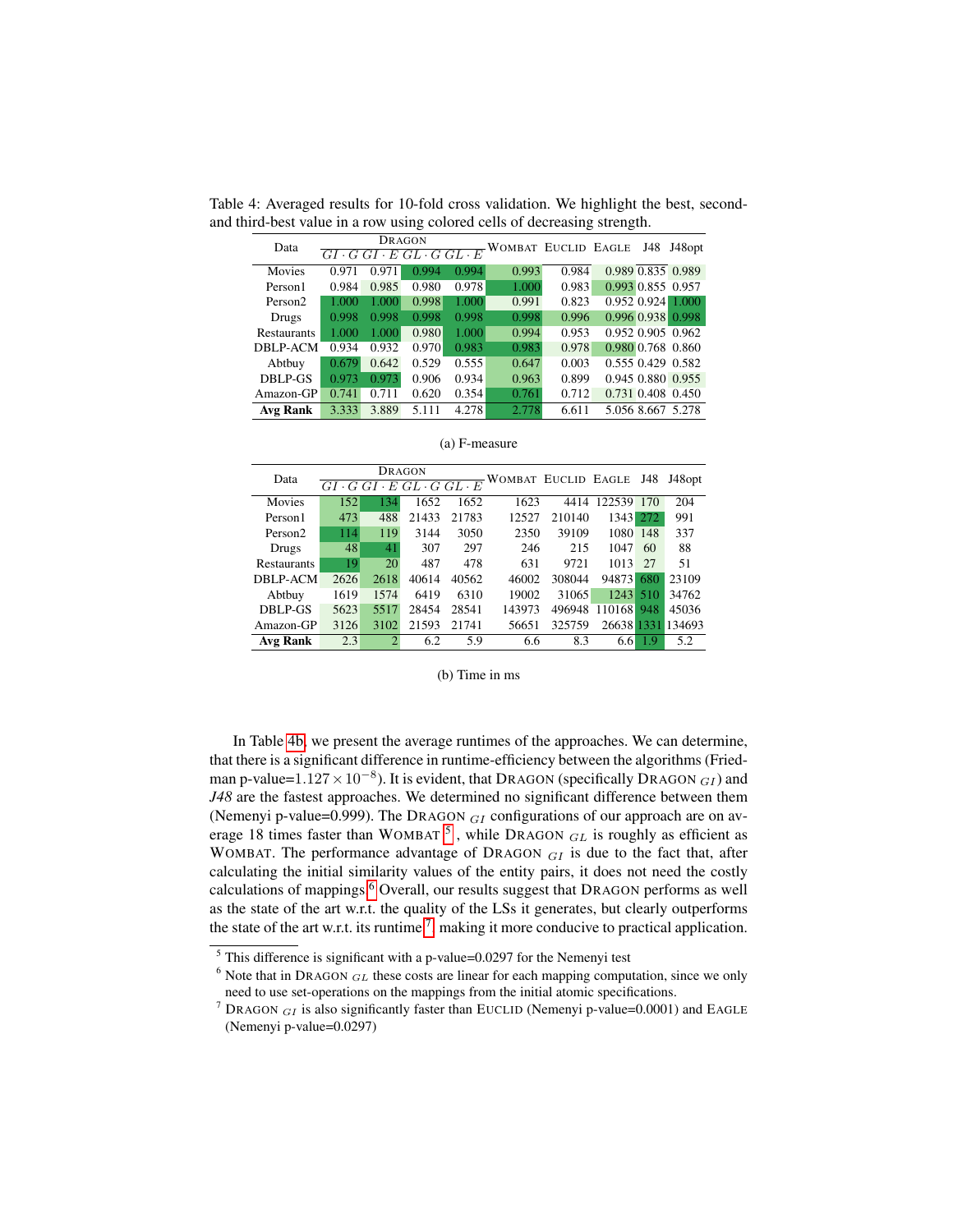Table 4: Averaged results for 10-fold cross validation. We highlight the best, second- and third-best value in a row using colored cells of decreasing strength.

| Data | DRAGON | | | | WOMBAT | EUCLID | EAGLE | J48 | J48opt |
|---|---|---|---|---|---|---|---|---|---|
| | $GI \cdot G$ | $GI \cdot E$ | $GL \cdot G$ | $GL \cdot E$ | | | | | |
| Movies | 0.971 | 0.971 | 0.994 | 0.994 | 0.993 | 0.984 | 0.989 | 0.835 | 0.989 |
| Person1 | 0.984 | 0.985 | 0.980 | 0.978 | 1.000 | 0.983 | 0.993 | 0.855 | 0.957 |
| Person2 | 1.000 | 1.000 | 0.998 | 1.000 | 0.991 | 0.823 | 0.952 | 0.924 | 1.000 |
| Drugs | 0.998 | 0.998 | 0.998 | 0.998 | 0.998 | 0.996 | 0.996 | 0.938 | 0.998 |
| Restaurants | 1.000 | 1.000 | 0.980 | 1.000 | 0.994 | 0.953 | 0.952 | 0.905 | 0.962 |
| DBLP-ACM | 0.934 | 0.932 | 0.970 | 0.983 | 0.983 | 0.978 | 0.980 | 0.768 | 0.860 |
| Abtbuy | 0.679 | 0.642 | 0.529 | 0.555 | 0.647 | 0.003 | 0.555 | 0.429 | 0.582 |
| DBLP-GS | 0.973 | 0.973 | 0.906 | 0.934 | 0.963 | 0.899 | 0.945 | 0.880 | 0.955 |
| Amazon-GP | 0.741 | 0.711 | 0.620 | 0.354 | 0.761 | 0.712 | 0.731 | 0.408 | 0.450 |
| **Avg Rank** | 3.333 | 3.889 | 5.111 | 4.278 | 2.778 | 6.611 | 5.056 | 8.667 | 5.278 |

(a) F-measure

| Data | DRAGON | | | | WOMBAT | EUCLID | EAGLE | J48 | J48opt |
|---|---|---|---|---|---|---|---|---|---|
| | $GI \cdot G$ | $GI \cdot E$ | $GL \cdot G$ | $GL \cdot E$ | | | | | |
| Movies | 152 | 134 | 1652 | 1652 | 1623 | 4414 | 122539 | 170 | 204 |
| Person1 | 473 | 488 | 21433 | 21783 | 12527 | 210140 | 1343 | 272 | 991 |
| Person2 | 114 | 119 | 3144 | 3050 | 2350 | 39109 | 1080 | 148 | 337 |
| Drugs | 48 | 41 | 307 | 297 | 246 | 215 | 1047 | 60 | 88 |
| Restaurants | 19 | 20 | 487 | 478 | 631 | 9721 | 1013 | 27 | 51 |
| DBLP-ACM | 2626 | 2618 | 40614 | 40562 | 46002 | 308044 | 94873 | 680 | 23109 |
| Abtbuy | 1619 | 1574 | 6419 | 6310 | 19002 | 31065 | 1243 | 510 | 34762 |
| DBLP-GS | 5623 | 5517 | 28454 | 28541 | 143973 | 496948 | 110168 | 948 | 45036 |
| Amazon-GP | 3126 | 3102 | 21593 | 21741 | 56651 | 325759 | 26638 | 1331 | 134693 |
| **Avg Rank** | 2.3 | 2 | 6.2 | 5.9 | 6.6 | 8.3 | 6.6 | 1.9 | 5.2 |

(b) Time in ms

In Table 4b, we present the average runtimes of the approaches. We can determine, that there is a significant difference in runtime-efficiency between the algorithms (Friedman p-value=$1.127 \times 10^{-8}$). It is evident, that DRAGON (specifically DRAGON $_{GI}$) and *J48* are the fastest approaches. We determined no significant difference between them (Nemenyi p-value=0.999). The DRAGON $_{GI}$ configurations of our approach are on average 18 times faster than WOMBAT [5], while DRAGON $_{GL}$ is roughly as efficient as WOMBAT. The performance advantage of DRAGON $_{GI}$ is due to the fact that, after calculating the initial similarity values of the entity pairs, it does not need the costly calculations of mappings.[6] Overall, our results suggest that DRAGON performs as well as the state of the art w.r.t. the quality of the LSs it generates, but clearly outperforms the state of the art w.r.t. its runtime,[7] making it more conducive to practical application.

[5] This difference is significant with a p-value=0.0297 for the Nemenyi test

[6] Note that in DRAGON $_{GL}$ these costs are linear for each mapping computation, since we only need to use set-operations on the mappings from the initial atomic specifications.

[7] DRAGON $_{GI}$ is also significantly faster than EUCLID (Nemenyi p-value=0.0001) and EAGLE (Nemenyi p-value=0.0297)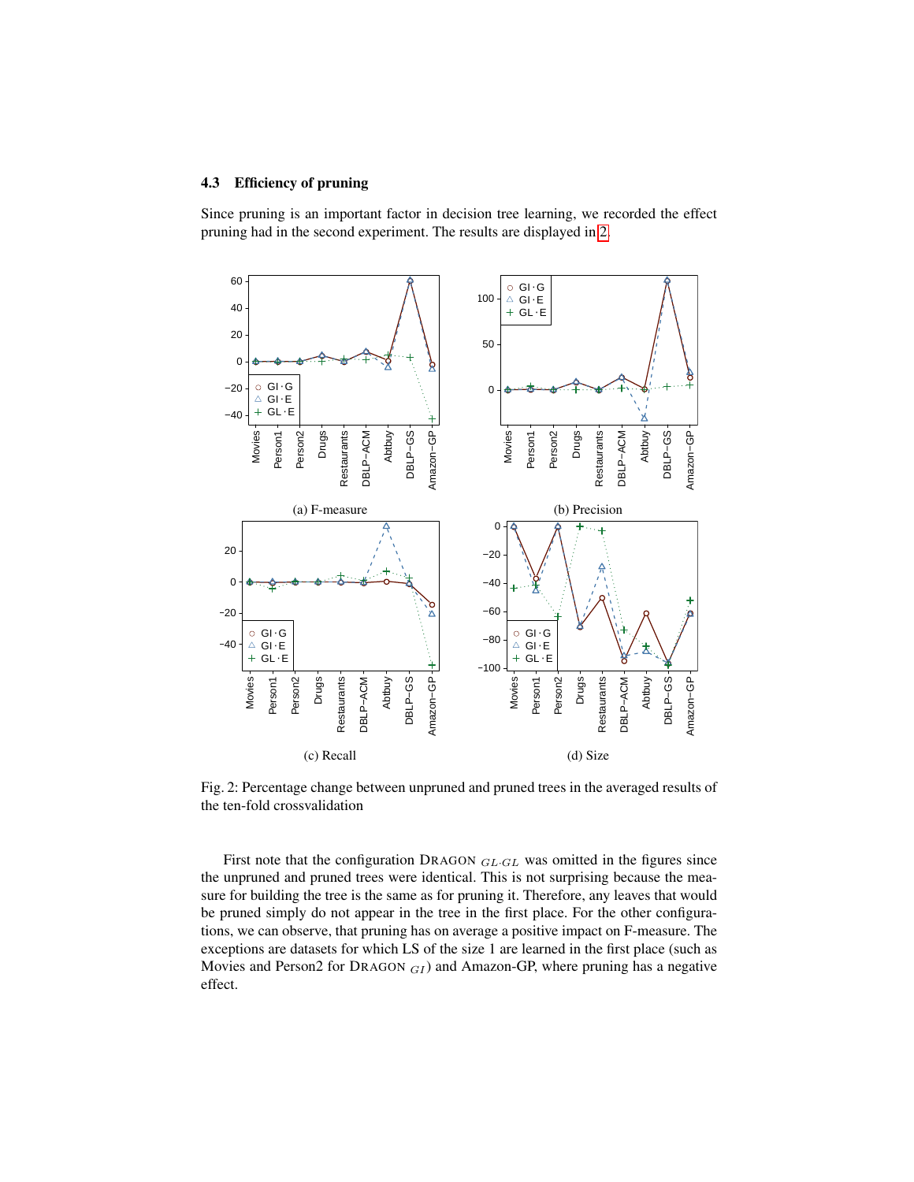### 4.3 Efficiency of pruning

Since pruning is an important factor in decision tree learning, we recorded the effect pruning had in the second experiment. The results are displayed in 2.

(a) F-measure

(b) Precision

(c) Recall

(d) Size

Fig. 2: Percentage change between unpruned and pruned trees in the averaged results of the ten-fold crossvalidation

First note that the configuration DRAGON $_{GL \cdot GL}$ was omitted in the figures since the unpruned and pruned trees were identical. This is not surprising because the measure for building the tree is the same as for pruning it. Therefore, any leaves that would be pruned simply do not appear in the tree in the first place. For the other configurations, we can observe, that pruning has on average a positive impact on F-measure. The exceptions are datasets for which LS of the size 1 are learned in the first place (such as Movies and Person2 for DRAGON $_{GI}$) and Amazon-GP, where pruning has a negative effect.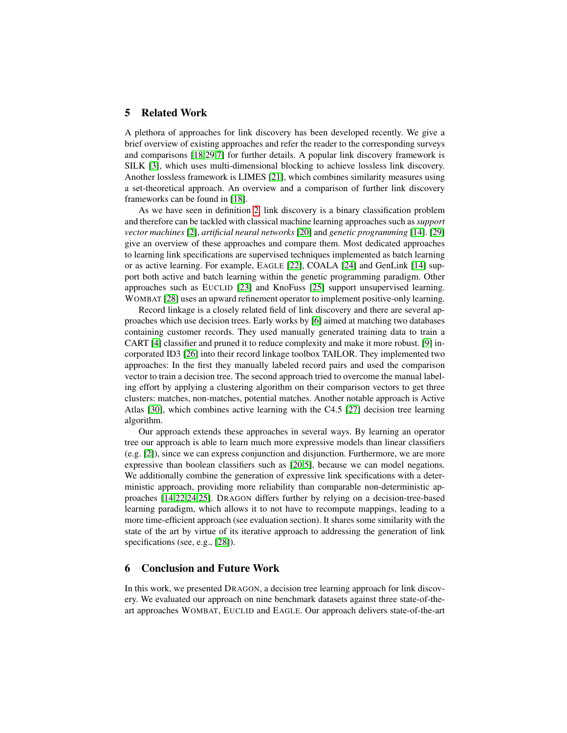## 5 Related Work

A plethora of approaches for link discovery has been developed recently. We give a brief overview of existing approaches and refer the reader to the corresponding surveys and comparisons [18,29,7] for further details. A popular link discovery framework is SILK [3], which uses multi-dimensional blocking to achieve lossless link discovery. Another lossless framework is LIMES [21], which combines similarity measures using a set-theoretical approach. An overview and a comparison of further link discovery frameworks can be found in [18].

As we have seen in definition 2, link discovery is a binary classification problem and therefore can be tackled with classical machine learning approaches such as *support vector machines* [2], *artificial neural networks* [20] and *genetic programming* [14]. [29] give an overview of these approaches and compare them. Most dedicated approaches to learning link specifications are supervised techniques implemented as batch learning or as active learning. For example, EAGLE [22], COALA [24] and GenLink [14] support both active and batch learning within the genetic programming paradigm. Other approaches such as EUCLID [23] and KnoFuss [25] support unsupervised learning. WOMBAT [28] uses an upward refinement operator to implement positive-only learning.

Record linkage is a closely related field of link discovery and there are several approaches which use decision trees. Early works by [6] aimed at matching two databases containing customer records. They used manually generated training data to train a CART [4] classifier and pruned it to reduce complexity and make it more robust. [9] incorporated ID3 [26] into their record linkage toolbox TAILOR. They implemented two approaches: In the first they manually labeled record pairs and used the comparison vector to train a decision tree. The second approach tried to overcome the manual labeling effort by applying a clustering algorithm on their comparison vectors to get three clusters: matches, non-matches, potential matches. Another notable approach is Active Atlas [30], which combines active learning with the C4.5 [27] decision tree learning algorithm.

Our approach extends these approaches in several ways. By learning an operator tree our approach is able to learn much more expressive models than linear classifiers (e.g. [2]), since we can express conjunction and disjunction. Furthermore, we are more expressive than boolean classifiers such as [20,5], because we can model negations. We additionally combine the generation of expressive link specifications with a deterministic approach, providing more reliability than comparable non-deterministic approaches [14,22,24,25]. DRAGON differs further by relying on a decision-tree-based learning paradigm, which allows it to not have to recompute mappings, leading to a more time-efficient approach (see evaluation section). It shares some similarity with the state of the art by virtue of its iterative approach to addressing the generation of link specifications (see, e.g., [28]).

## 6 Conclusion and Future Work

In this work, we presented DRAGON, a decision tree learning approach for link discovery. We evaluated our approach on nine benchmark datasets against three state-of-the-art approaches WOMBAT, EUCLID and EAGLE. Our approach delivers state-of-the-art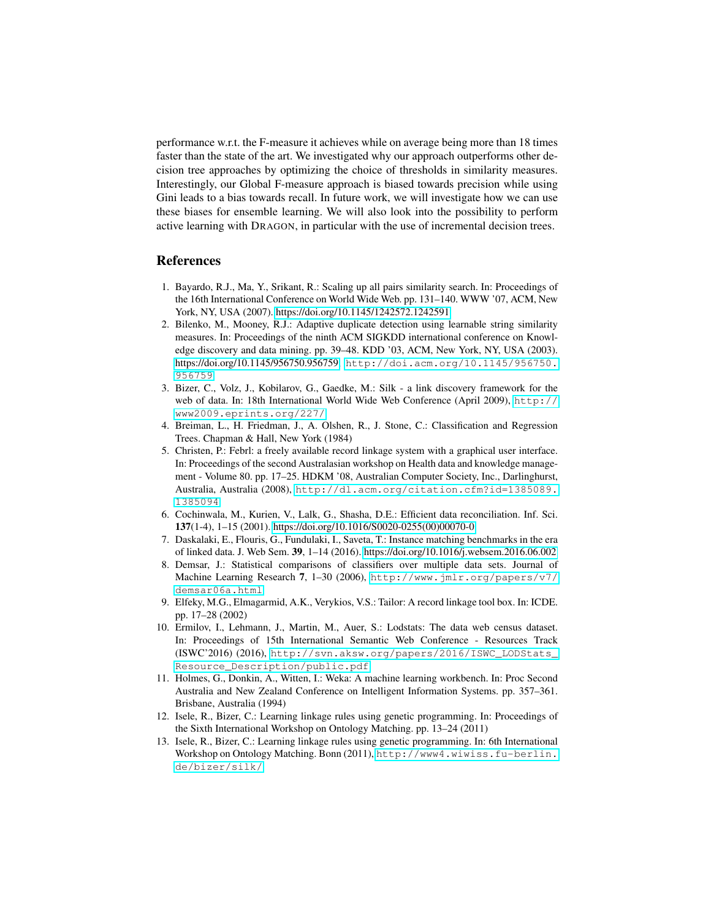performance w.r.t. the F-measure it achieves while on average being more than 18 times faster than the state of the art. We investigated why our approach outperforms other decision tree approaches by optimizing the choice of thresholds in similarity measures. Interestingly, our Global F-measure approach is biased towards precision while using Gini leads to a bias towards recall. In future work, we will investigate how we can use these biases for ensemble learning. We will also look into the possibility to perform active learning with DRAGON, in particular with the use of incremental decision trees.

## References

1. Bayardo, R.J., Ma, Y., Srikant, R.: Scaling up all pairs similarity search. In: Proceedings of the 16th International Conference on World Wide Web. pp. 131–140. WWW '07, ACM, New York, NY, USA (2007). https://doi.org/10.1145/1242572.1242591
2. Bilenko, M., Mooney, R.J.: Adaptive duplicate detection using learnable string similarity measures. In: Proceedings of the ninth ACM SIGKDD international conference on Knowledge discovery and data mining. pp. 39–48. KDD '03, ACM, New York, NY, USA (2003). https://doi.org/10.1145/956750.956759, `http://doi.acm.org/10.1145/956750.956759`
3. Bizer, C., Volz, J., Kobilarov, G., Gaedke, M.: Silk - a link discovery framework for the web of data. In: 18th International World Wide Web Conference (April 2009), `http://www2009.eprints.org/227/`
4. Breiman, L., H. Friedman, J., A. Olshen, R., J. Stone, C.: Classification and Regression Trees. Chapman & Hall, New York (1984)
5. Christen, P.: Febrl: a freely available record linkage system with a graphical user interface. In: Proceedings of the second Australasian workshop on Health data and knowledge management - Volume 80. pp. 17–25. HDKM '08, Australian Computer Society, Inc., Darlinghurst, Australia, Australia (2008), `http://dl.acm.org/citation.cfm?id=1385089.1385094`
6. Cochinwala, M., Kurien, V., Lalk, G., Shasha, D.E.: Efficient data reconciliation. Inf. Sci. **137**(1-4), 1–15 (2001). https://doi.org/10.1016/S0020-0255(00)00070-0
7. Daskalaki, E., Flouris, G., Fundulaki, I., Saveta, T.: Instance matching benchmarks in the era of linked data. J. Web Sem. **39**, 1–14 (2016). https://doi.org/10.1016/j.websem.2016.06.002
8. Demsar, J.: Statistical comparisons of classifiers over multiple data sets. Journal of Machine Learning Research **7**, 1–30 (2006), `http://www.jmlr.org/papers/v7/demsar06a.html`
9. Elfeky, M.G., Elmagarmid, A.K., Verykios, V.S.: Tailor: A record linkage tool box. In: ICDE. pp. 17–28 (2002)
10. Ermilov, I., Lehmann, J., Martin, M., Auer, S.: Lodstats: The data web census dataset. In: Proceedings of 15th International Semantic Web Conference - Resources Track (ISWC'2016) (2016), `http://svn.aksw.org/papers/2016/ISWC_LODStats_Resource_Description/public.pdf`
11. Holmes, G., Donkin, A., Witten, I.: Weka: A machine learning workbench. In: Proc Second Australia and New Zealand Conference on Intelligent Information Systems. pp. 357–361. Brisbane, Australia (1994)
12. Isele, R., Bizer, C.: Learning linkage rules using genetic programming. In: Proceedings of the Sixth International Workshop on Ontology Matching. pp. 13–24 (2011)
13. Isele, R., Bizer, C.: Learning linkage rules using genetic programming. In: 6th International Workshop on Ontology Matching. Bonn (2011), `http://www4.wiwiss.fu-berlin.de/bizer/silk/`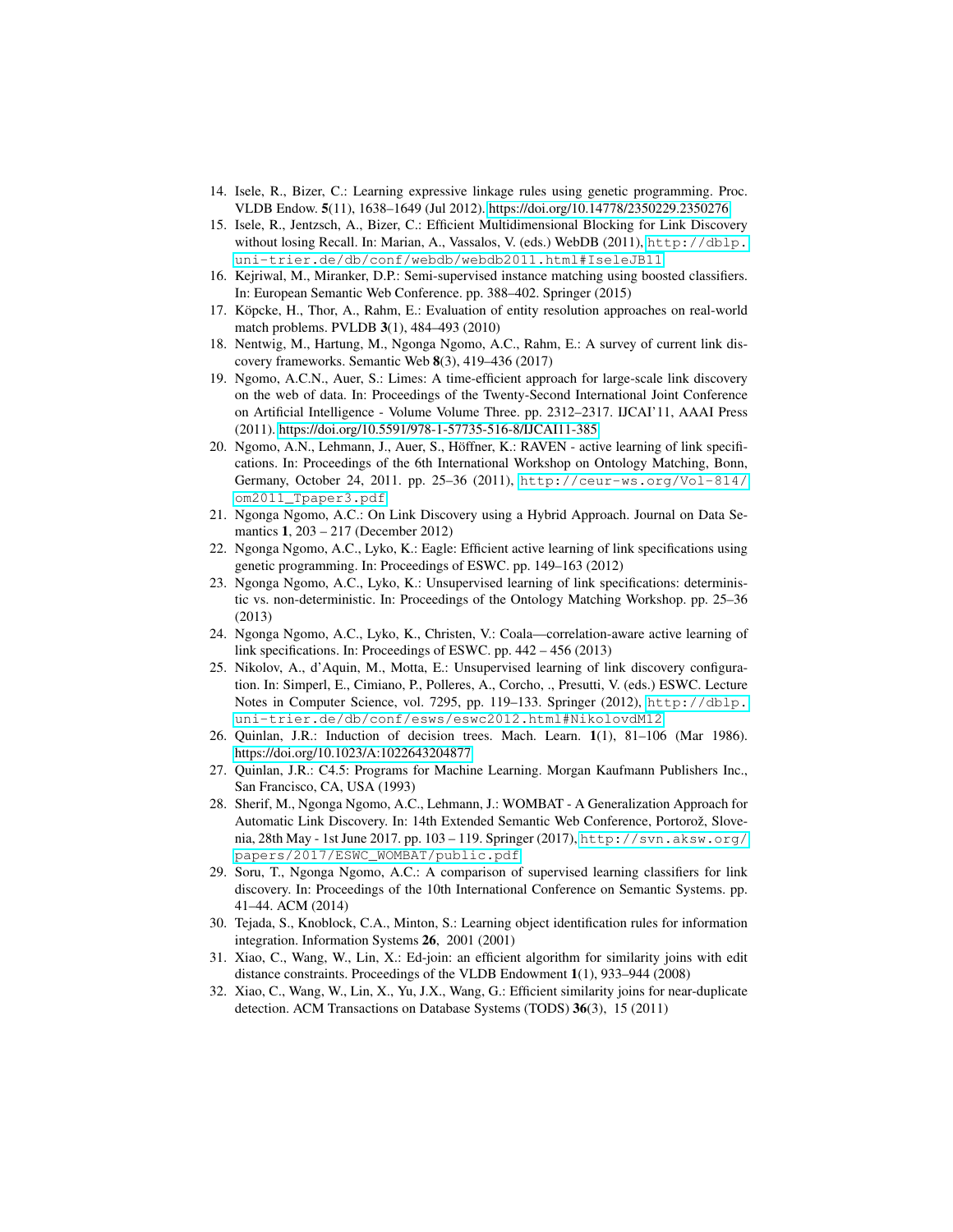14. Isele, R., Bizer, C.: Learning expressive linkage rules using genetic programming. Proc. VLDB Endow. **5**(11), 1638–1649 (Jul 2012). https://doi.org/10.14778/2350229.2350276
15. Isele, R., Jentzsch, A., Bizer, C.: Efficient Multidimensional Blocking for Link Discovery without losing Recall. In: Marian, A., Vassalos, V. (eds.) WebDB (2011), `http://dblp.uni-trier.de/db/conf/webdb/webdb2011.html#IseleJB11`
16. Kejriwal, M., Miranker, D.P.: Semi-supervised instance matching using boosted classifiers. In: European Semantic Web Conference. pp. 388–402. Springer (2015)
17. Köpcke, H., Thor, A., Rahm, E.: Evaluation of entity resolution approaches on real-world match problems. PVLDB **3**(1), 484–493 (2010)
18. Nentwig, M., Hartung, M., Ngonga Ngomo, A.C., Rahm, E.: A survey of current link discovery frameworks. Semantic Web **8**(3), 419–436 (2017)
19. Ngomo, A.C.N., Auer, S.: Limes: A time-efficient approach for large-scale link discovery on the web of data. In: Proceedings of the Twenty-Second International Joint Conference on Artificial Intelligence - Volume Volume Three. pp. 2312–2317. IJCAI'11, AAAI Press (2011). https://doi.org/10.5591/978-1-57735-516-8/IJCAI11-385
20. Ngomo, A.N., Lehmann, J., Auer, S., Höffner, K.: RAVEN - active learning of link specifications. In: Proceedings of the 6th International Workshop on Ontology Matching, Bonn, Germany, October 24, 2011. pp. 25–36 (2011), `http://ceur-ws.org/Vol-814/om2011_Tpaper3.pdf`
21. Ngonga Ngomo, A.C.: On Link Discovery using a Hybrid Approach. Journal on Data Semantics **1**, 203 – 217 (December 2012)
22. Ngonga Ngomo, A.C., Lyko, K.: Eagle: Efficient active learning of link specifications using genetic programming. In: Proceedings of ESWC. pp. 149–163 (2012)
23. Ngonga Ngomo, A.C., Lyko, K.: Unsupervised learning of link specifications: deterministic vs. non-deterministic. In: Proceedings of the Ontology Matching Workshop. pp. 25–36 (2013)
24. Ngonga Ngomo, A.C., Lyko, K., Christen, V.: Coala—correlation-aware active learning of link specifications. In: Proceedings of ESWC. pp. 442 – 456 (2013)
25. Nikolov, A., d'Aquin, M., Motta, E.: Unsupervised learning of link discovery configuration. In: Simperl, E., Cimiano, P., Polleres, A., Corcho, ., Presutti, V. (eds.) ESWC. Lecture Notes in Computer Science, vol. 7295, pp. 119–133. Springer (2012), `http://dblp.uni-trier.de/db/conf/esws/eswc2012.html#NikolovdM12`
26. Quinlan, J.R.: Induction of decision trees. Mach. Learn. **1**(1), 81–106 (Mar 1986). https://doi.org/10.1023/A:1022643204877
27. Quinlan, J.R.: C4.5: Programs for Machine Learning. Morgan Kaufmann Publishers Inc., San Francisco, CA, USA (1993)
28. Sherif, M., Ngonga Ngomo, A.C., Lehmann, J.: WOMBAT - A Generalization Approach for Automatic Link Discovery. In: 14th Extended Semantic Web Conference, Portorož, Slovenia, 28th May - 1st June 2017. pp. 103 – 119. Springer (2017), `http://svn.aksw.org/papers/2017/ESWC_WOMBAT/public.pdf`
29. Soru, T., Ngonga Ngomo, A.C.: A comparison of supervised learning classifiers for link discovery. In: Proceedings of the 10th International Conference on Semantic Systems. pp. 41–44. ACM (2014)
30. Tejada, S., Knoblock, C.A., Minton, S.: Learning object identification rules for information integration. Information Systems **26**, 2001 (2001)
31. Xiao, C., Wang, W., Lin, X.: Ed-join: an efficient algorithm for similarity joins with edit distance constraints. Proceedings of the VLDB Endowment **1**(1), 933–944 (2008)
32. Xiao, C., Wang, W., Lin, X., Yu, J.X., Wang, G.: Efficient similarity joins for near-duplicate detection. ACM Transactions on Database Systems (TODS) **36**(3), 15 (2011)